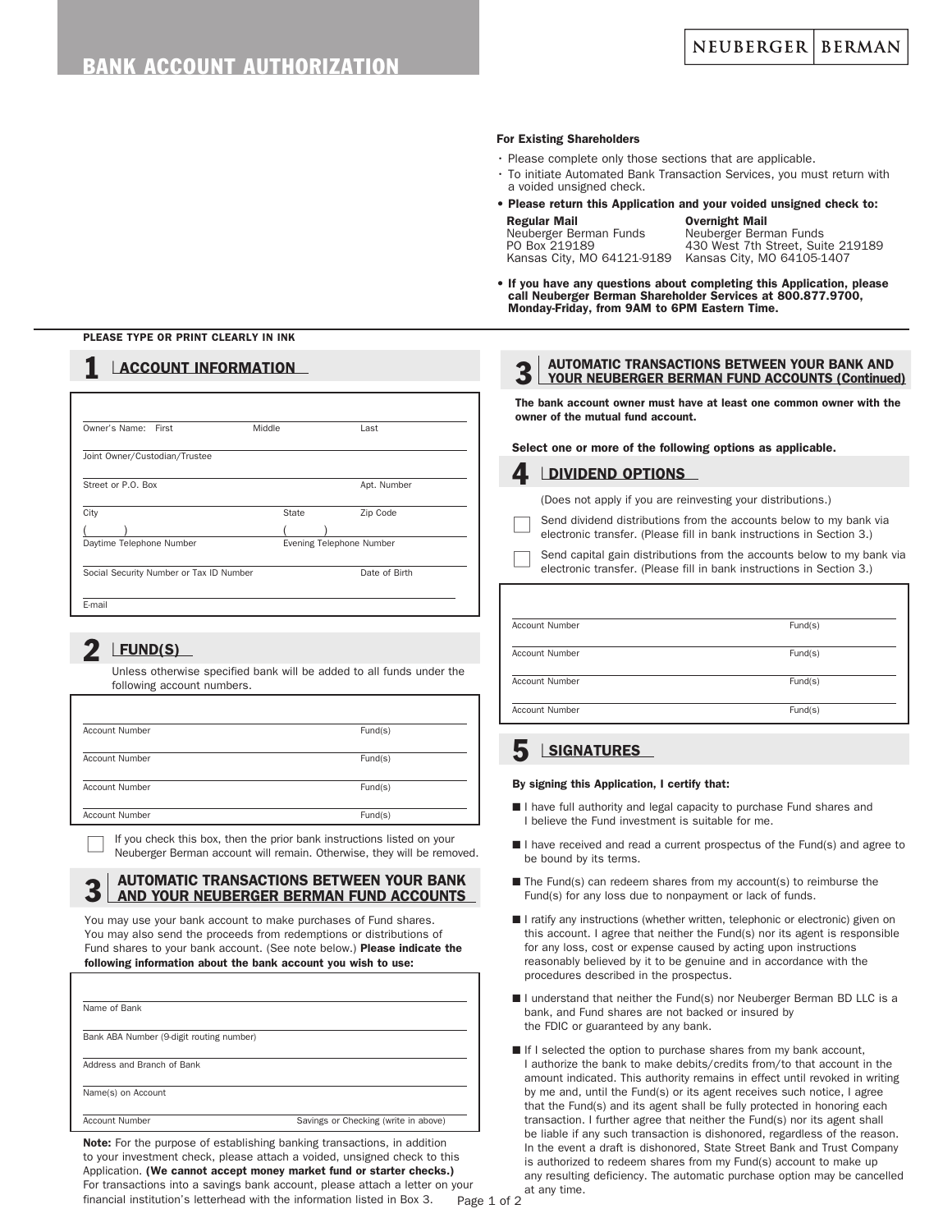# BANK ACCOUNT AUTHORIZATION

NEUBERGER | BERMAN

**For Existing Shareholders**

- Please complete only those sections that are applicable.
- To initiate Automated Bank Transaction Services, you must return with a voided unsigned check.
- **Please return this Application and your voided unsigned check to:**

| **Regular Mail** | **Overnight Mail** |
|---|---|
| Neuberger Berman Funds | Neuberger Berman Funds |
| PO Box 219189 | 430 West 7th Street, Suite 219189 |
| Kansas City, MO 64121-9189 | Kansas City, MO 64105-1407 |

- **If you have any questions about completing this Application, please call Neuberger Berman Shareholder Services at 800.877.9700, Monday-Friday, from 9AM to 6PM Eastern Time.**

**PLEASE TYPE OR PRINT CLEARLY IN INK**

## 1 ACCOUNT INFORMATION

Owner's Name: First ______ Middle ______ Last ______

Joint Owner/Custodian/Trustee ______

Street or P.O. Box ______ Apt. Number ______

City ______ State ______ Zip Code ______

( ) Daytime Telephone Number ______ ( ) Evening Telephone Number ______

Social Security Number or Tax ID Number ______ Date of Birth ______

E-mail ______

## 2 FUND(S)

Unless otherwise specified bank will be added to all funds under the following account numbers.

| Account Number | Fund(s) |
|---|---|
| | |
| | |
| | |
| | |

☐ If you check this box, then the prior bank instructions listed on your Neuberger Berman account will remain. Otherwise, they will be removed.

## 3 AUTOMATIC TRANSACTIONS BETWEEN YOUR BANK AND YOUR NEUBERGER BERMAN FUND ACCOUNTS

You may use your bank account to make purchases of Fund shares. You may also send the proceeds from redemptions or distributions of Fund shares to your bank account. (See note below.) **Please indicate the following information about the bank account you wish to use:**

Name of Bank ______

Bank ABA Number (9-digit routing number) ______

Address and Branch of Bank ______

Name(s) on Account ______

Account Number ______ Savings or Checking (write in above) ______

**Note:** For the purpose of establishing banking transactions, in addition to your investment check, please attach a voided, unsigned check to this Application. **(We cannot accept money market fund or starter checks.)** For transactions into a savings bank account, please attach a letter on your financial institution's letterhead with the information listed in Box 3.

## 3 AUTOMATIC TRANSACTIONS BETWEEN YOUR BANK AND YOUR NEUBERGER BERMAN FUND ACCOUNTS (Continued)

**The bank account owner must have at least one common owner with the owner of the mutual fund account.**

**Select one or more of the following options as applicable.**

## 4 DIVIDEND OPTIONS

(Does not apply if you are reinvesting your distributions.)

☐ Send dividend distributions from the accounts below to my bank via electronic transfer. (Please fill in bank instructions in Section 3.)

☐ Send capital gain distributions from the accounts below to my bank via electronic transfer. (Please fill in bank instructions in Section 3.)

| Account Number | Fund(s) |
|---|---|
| | |
| | |
| | |
| | |

## 5 SIGNATURES

**By signing this Application, I certify that:**

- I have full authority and legal capacity to purchase Fund shares and I believe the Fund investment is suitable for me.
- I have received and read a current prospectus of the Fund(s) and agree to be bound by its terms.
- The Fund(s) can redeem shares from my account(s) to reimburse the Fund(s) for any loss due to nonpayment or lack of funds.
- I ratify any instructions (whether written, telephonic or electronic) given on this account. I agree that neither the Fund(s) nor its agent is responsible for any loss, cost or expense caused by acting upon instructions reasonably believed by it to be genuine and in accordance with the procedures described in the prospectus.
- I understand that neither the Fund(s) nor Neuberger Berman BD LLC is a bank, and Fund shares are not backed or insured by the FDIC or guaranteed by any bank.
- If I selected the option to purchase shares from my bank account, I authorize the bank to make debits/credits from/to that account in the amount indicated. This authority remains in effect until revoked in writing by me and, until the Fund(s) or its agent receives such notice, I agree that the Fund(s) and its agent shall be fully protected in honoring each transaction. I further agree that neither the Fund(s) nor its agent shall be liable if any such transaction is dishonored, regardless of the reason. In the event a draft is dishonored, State Street Bank and Trust Company is authorized to redeem shares from my Fund(s) account to make up any resulting deficiency. The automatic purchase option may be cancelled at any time.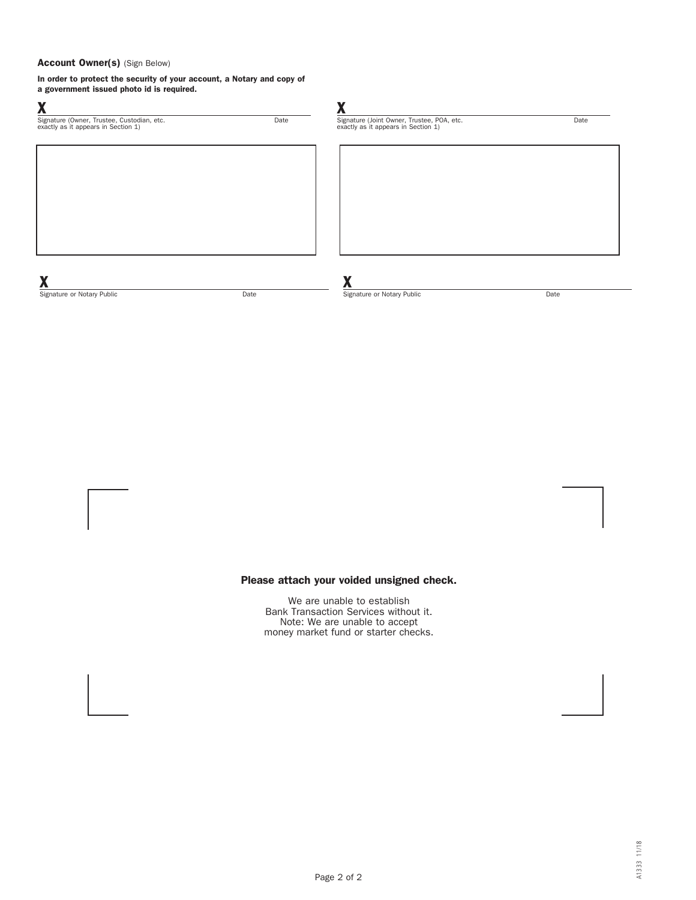**Account Owner(s)** (Sign Below)

**In order to protect the security of your account, a Notary and copy of a government issued photo id is required.**

**X** ______________________________________________

Signature (Owner, Trustee, Custodian, etc. exactly as it appears in Section 1) Date

**X** ______________________________________________

Signature (Joint Owner, Trustee, POA, etc. exactly as it appears in Section 1) Date

**X** ______________________________________________

Signature or Notary Public Date

**X** ______________________________________________

Signature or Notary Public Date

**Please attach your voided unsigned check.**

We are unable to establish Bank Transaction Services without it. Note: We are unable to accept money market fund or starter checks.

A1333 11/18